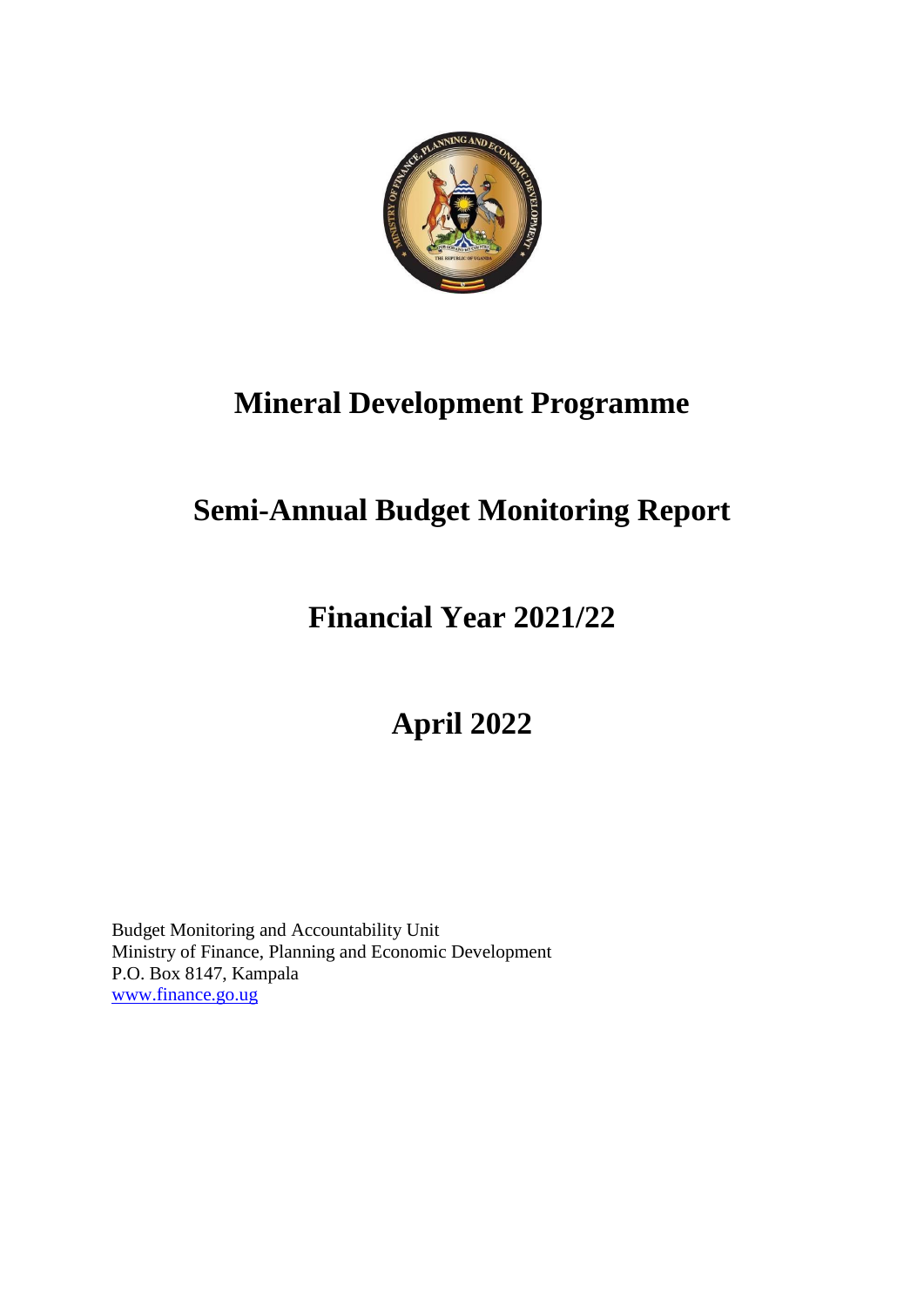# Mineral Development Programme

# Semi-Annual Budget Monitoring Report

# Financial Year 2021/22

# April 2022

Budget Monitoring and Accountability Unit
Ministry of Finance, Planning and Economic Development
P.O. Box 8147, Kampala
www.finance.go.ug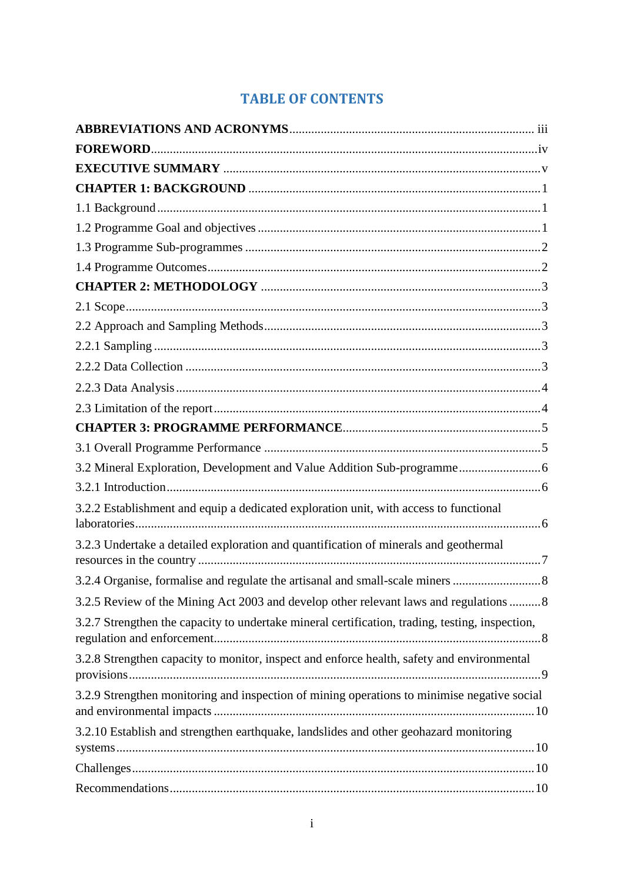# TABLE OF CONTENTS

**ABBREVIATIONS AND ACRONYMS** .... iii
**FOREWORD** .... iv
**EXECUTIVE SUMMARY** .... v
**CHAPTER 1: BACKGROUND** .... 1
1.1 Background .... 1
1.2 Programme Goal and objectives .... 1
1.3 Programme Sub-programmes .... 2
1.4 Programme Outcomes .... 2
**CHAPTER 2: METHODOLOGY** .... 3
2.1 Scope .... 3
2.2 Approach and Sampling Methods .... 3
2.2.1 Sampling .... 3
2.2.2 Data Collection .... 3
2.2.3 Data Analysis .... 4
2.3 Limitation of the report .... 4
**CHAPTER 3: PROGRAMME PERFORMANCE** .... 5
3.1 Overall Programme Performance .... 5
3.2 Mineral Exploration, Development and Value Addition Sub-programme .... 6
3.2.1 Introduction .... 6
3.2.2 Establishment and equip a dedicated exploration unit, with access to functional laboratories .... 6
3.2.3 Undertake a detailed exploration and quantification of minerals and geothermal resources in the country .... 7
3.2.4 Organise, formalise and regulate the artisanal and small-scale miners .... 8
3.2.5 Review of the Mining Act 2003 and develop other relevant laws and regulations .... 8
3.2.7 Strengthen the capacity to undertake mineral certification, trading, testing, inspection, regulation and enforcement .... 8
3.2.8 Strengthen capacity to monitor, inspect and enforce health, safety and environmental provisions .... 9
3.2.9 Strengthen monitoring and inspection of mining operations to minimise negative social and environmental impacts .... 10
3.2.10 Establish and strengthen earthquake, landslides and other geohazard monitoring systems .... 10
Challenges .... 10
Recommendations .... 10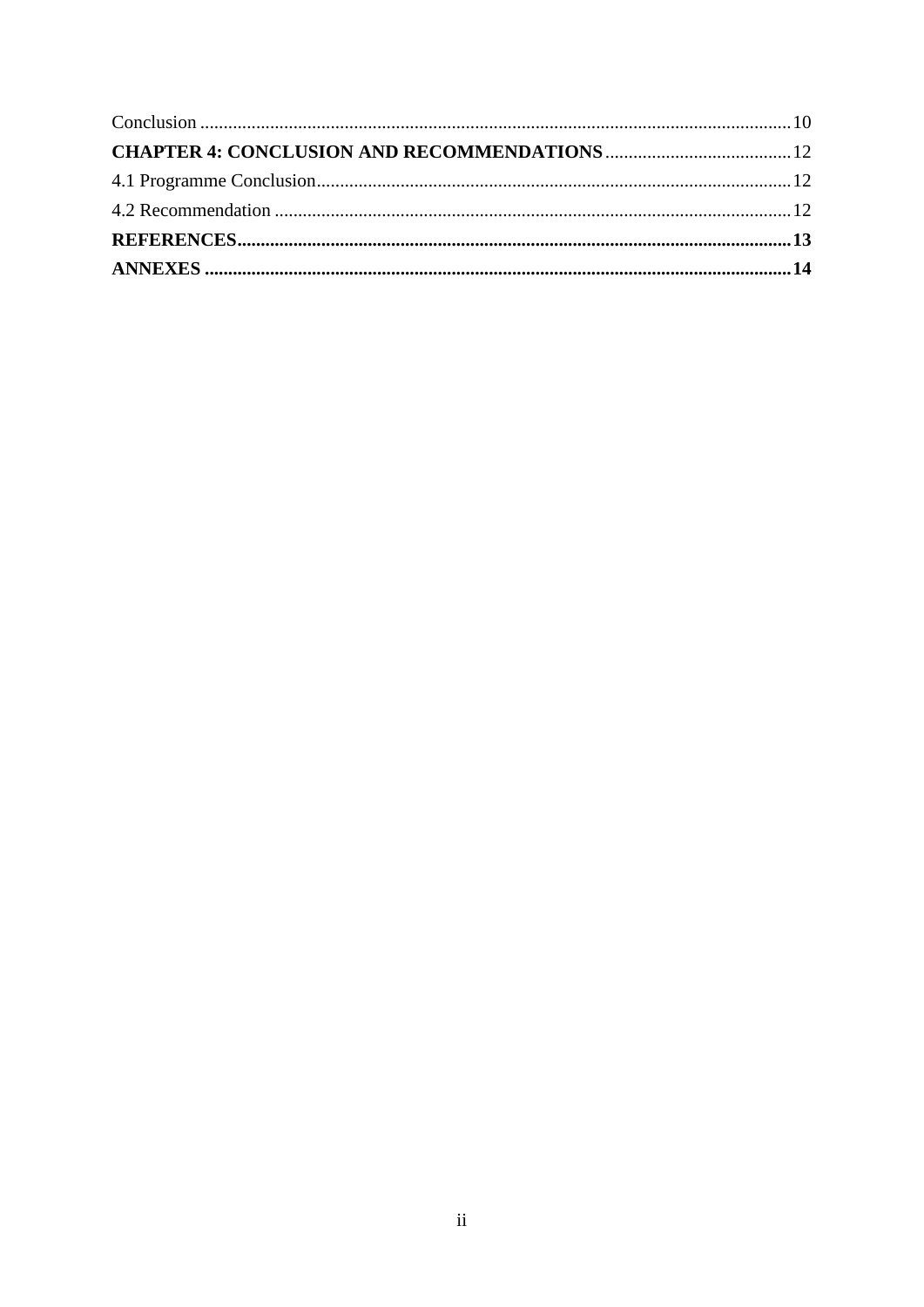Conclusion .......... 10

**CHAPTER 4: CONCLUSION AND RECOMMENDATIONS** .......... 12

4.1 Programme Conclusion .......... 12

4.2 Recommendation .......... 12

**REFERENCES .......... 13**

**ANNEXES .......... 14**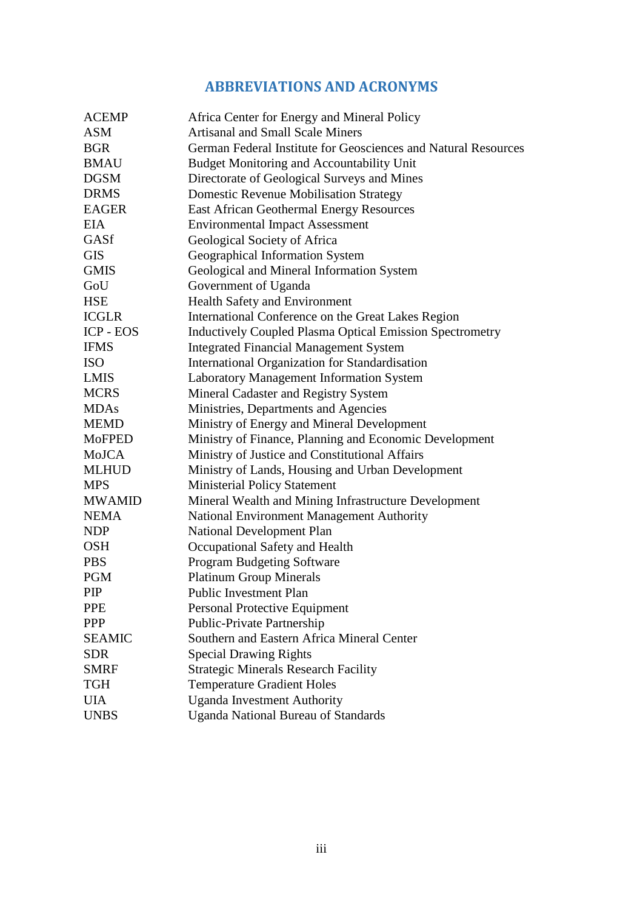## ABBREVIATIONS AND ACRONYMS

| | |
|---|---|
| ACEMP | Africa Center for Energy and Mineral Policy |
| ASM | Artisanal and Small Scale Miners |
| BGR | German Federal Institute for Geosciences and Natural Resources |
| BMAU | Budget Monitoring and Accountability Unit |
| DGSM | Directorate of Geological Surveys and Mines |
| DRMS | Domestic Revenue Mobilisation Strategy |
| EAGER | East African Geothermal Energy Resources |
| EIA | Environmental Impact Assessment |
| GASf | Geological Society of Africa |
| GIS | Geographical Information System |
| GMIS | Geological and Mineral Information System |
| GoU | Government of Uganda |
| HSE | Health Safety and Environment |
| ICGLR | International Conference on the Great Lakes Region |
| ICP - EOS | Inductively Coupled Plasma Optical Emission Spectrometry |
| IFMS | Integrated Financial Management System |
| ISO | International Organization for Standardisation |
| LMIS | Laboratory Management Information System |
| MCRS | Mineral Cadaster and Registry System |
| MDAs | Ministries, Departments and Agencies |
| MEMD | Ministry of Energy and Mineral Development |
| MoFPED | Ministry of Finance, Planning and Economic Development |
| MoJCA | Ministry of Justice and Constitutional Affairs |
| MLHUD | Ministry of Lands, Housing and Urban Development |
| MPS | Ministerial Policy Statement |
| MWAMID | Mineral Wealth and Mining Infrastructure Development |
| NEMA | National Environment Management Authority |
| NDP | National Development Plan |
| OSH | Occupational Safety and Health |
| PBS | Program Budgeting Software |
| PGM | Platinum Group Minerals |
| PIP | Public Investment Plan |
| PPE | Personal Protective Equipment |
| PPP | Public-Private Partnership |
| SEAMIC | Southern and Eastern Africa Mineral Center |
| SDR | Special Drawing Rights |
| SMRF | Strategic Minerals Research Facility |
| TGH | Temperature Gradient Holes |
| UIA | Uganda Investment Authority |
| UNBS | Uganda National Bureau of Standards |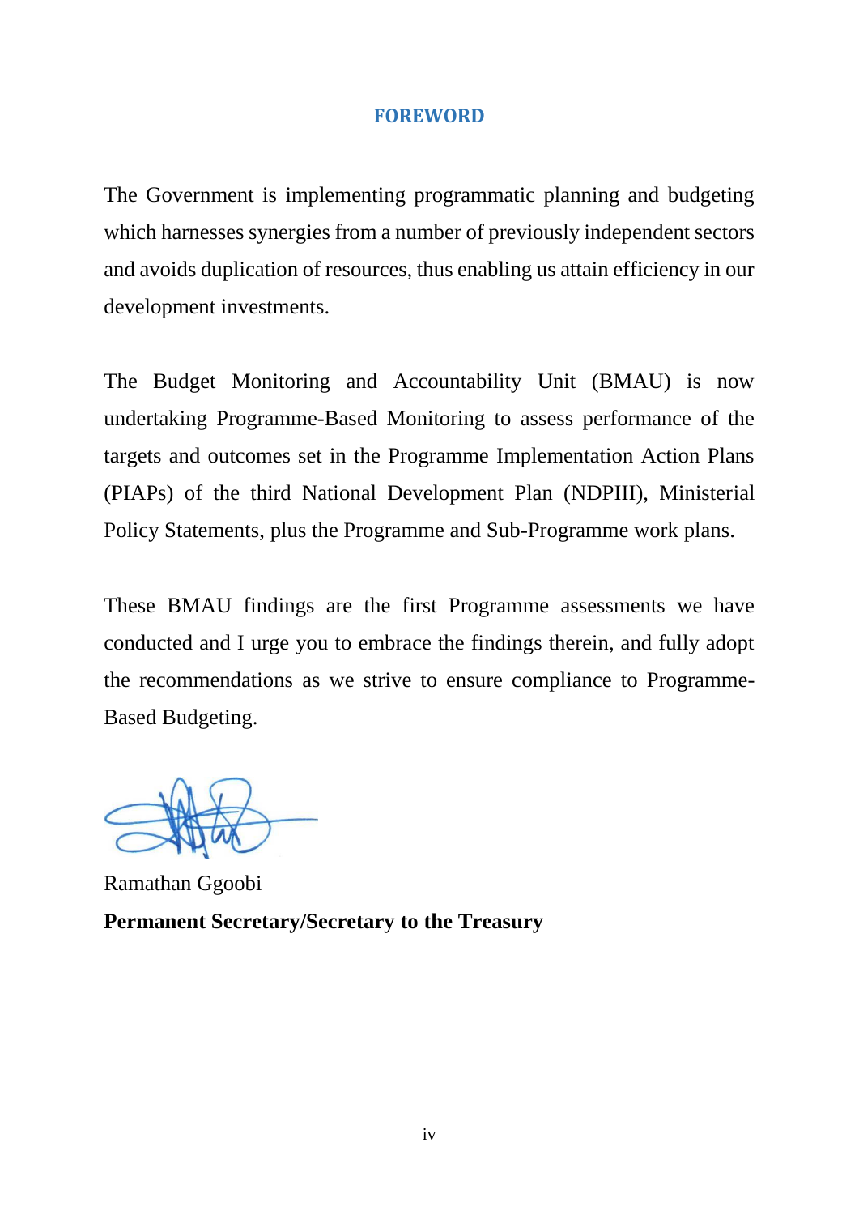## FOREWORD

The Government is implementing programmatic planning and budgeting which harnesses synergies from a number of previously independent sectors and avoids duplication of resources, thus enabling us attain efficiency in our development investments.

The Budget Monitoring and Accountability Unit (BMAU) is now undertaking Programme-Based Monitoring to assess performance of the targets and outcomes set in the Programme Implementation Action Plans (PIAPs) of the third National Development Plan (NDPIII), Ministerial Policy Statements, plus the Programme and Sub-Programme work plans.

These BMAU findings are the first Programme assessments we have conducted and I urge you to embrace the findings therein, and fully adopt the recommendations as we strive to ensure compliance to Programme-Based Budgeting.

Ramathan Ggoobi

**Permanent Secretary/Secretary to the Treasury**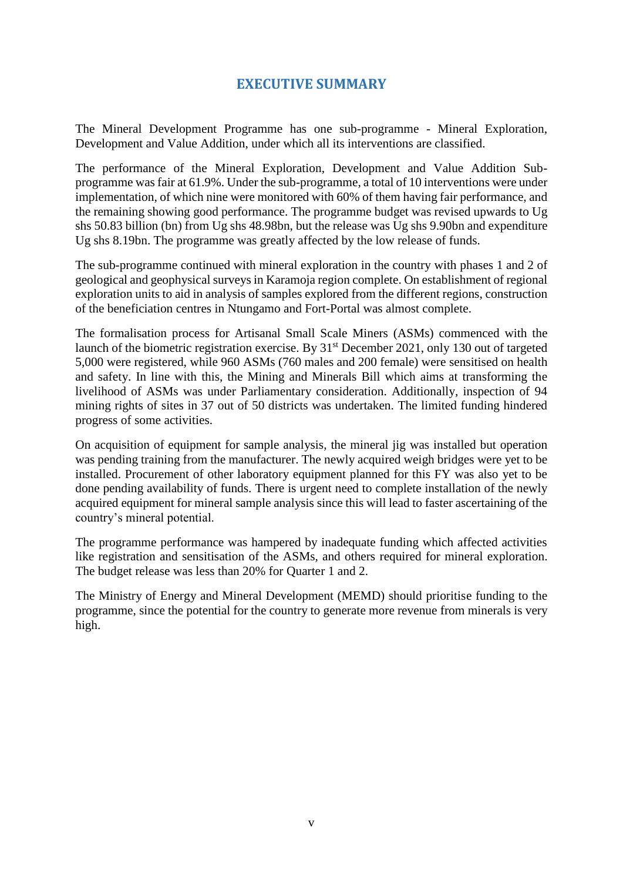# EXECUTIVE SUMMARY

The Mineral Development Programme has one sub-programme - Mineral Exploration, Development and Value Addition, under which all its interventions are classified.

The performance of the Mineral Exploration, Development and Value Addition Sub-programme was fair at 61.9%. Under the sub-programme, a total of 10 interventions were under implementation, of which nine were monitored with 60% of them having fair performance, and the remaining showing good performance. The programme budget was revised upwards to Ug shs 50.83 billion (bn) from Ug shs 48.98bn, but the release was Ug shs 9.90bn and expenditure Ug shs 8.19bn. The programme was greatly affected by the low release of funds.

The sub-programme continued with mineral exploration in the country with phases 1 and 2 of geological and geophysical surveys in Karamoja region complete. On establishment of regional exploration units to aid in analysis of samples explored from the different regions, construction of the beneficiation centres in Ntungamo and Fort-Portal was almost complete.

The formalisation process for Artisanal Small Scale Miners (ASMs) commenced with the launch of the biometric registration exercise. By 31st December 2021, only 130 out of targeted 5,000 were registered, while 960 ASMs (760 males and 200 female) were sensitised on health and safety. In line with this, the Mining and Minerals Bill which aims at transforming the livelihood of ASMs was under Parliamentary consideration. Additionally, inspection of 94 mining rights of sites in 37 out of 50 districts was undertaken. The limited funding hindered progress of some activities.

On acquisition of equipment for sample analysis, the mineral jig was installed but operation was pending training from the manufacturer. The newly acquired weigh bridges were yet to be installed. Procurement of other laboratory equipment planned for this FY was also yet to be done pending availability of funds. There is urgent need to complete installation of the newly acquired equipment for mineral sample analysis since this will lead to faster ascertaining of the country's mineral potential.

The programme performance was hampered by inadequate funding which affected activities like registration and sensitisation of the ASMs, and others required for mineral exploration. The budget release was less than 20% for Quarter 1 and 2.

The Ministry of Energy and Mineral Development (MEMD) should prioritise funding to the programme, since the potential for the country to generate more revenue from minerals is very high.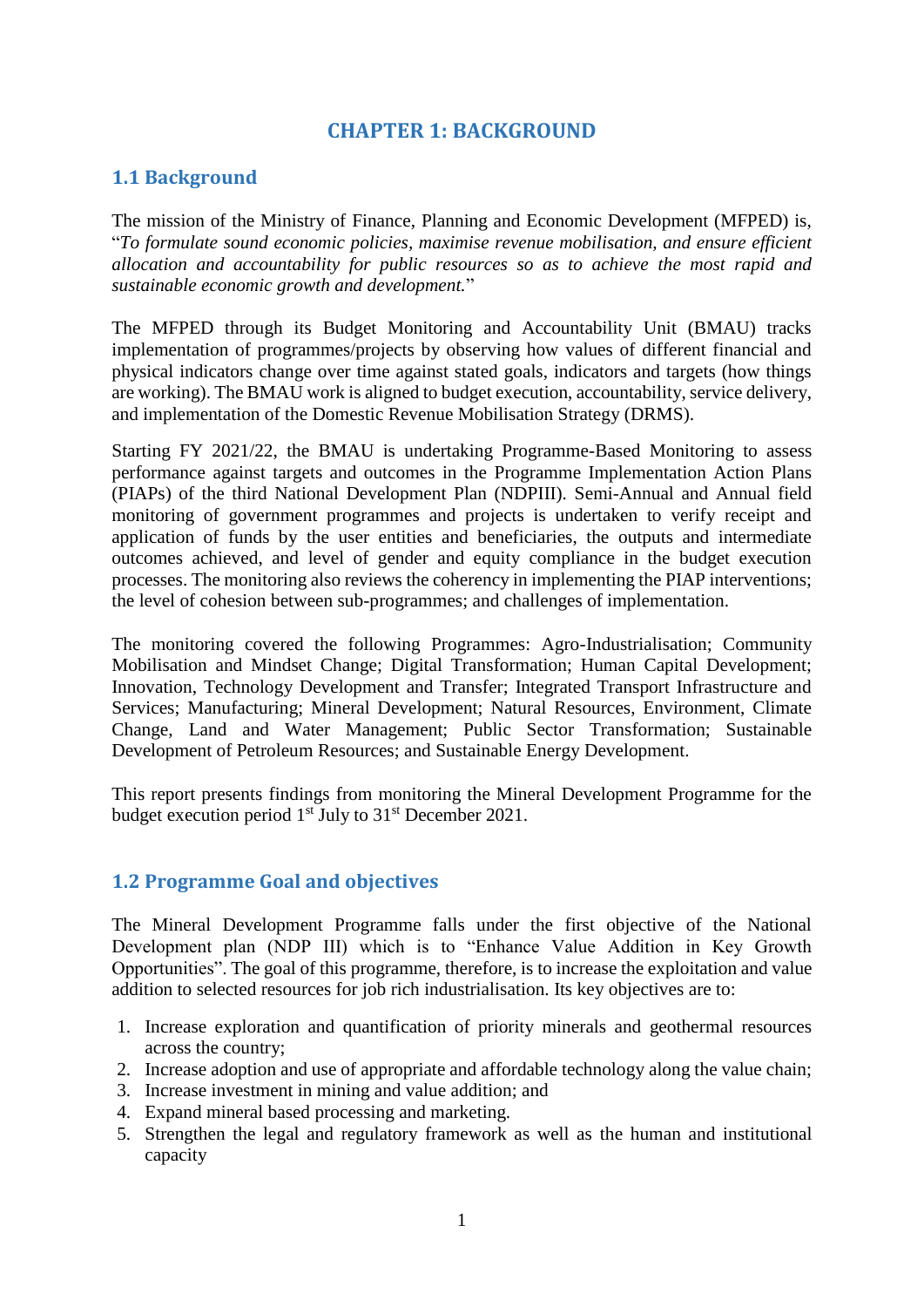# CHAPTER 1: BACKGROUND

## 1.1 Background

The mission of the Ministry of Finance, Planning and Economic Development (MFPED) is, "*To formulate sound economic policies, maximise revenue mobilisation, and ensure efficient allocation and accountability for public resources so as to achieve the most rapid and sustainable economic growth and development.*"

The MFPED through its Budget Monitoring and Accountability Unit (BMAU) tracks implementation of programmes/projects by observing how values of different financial and physical indicators change over time against stated goals, indicators and targets (how things are working). The BMAU work is aligned to budget execution, accountability, service delivery, and implementation of the Domestic Revenue Mobilisation Strategy (DRMS).

Starting FY 2021/22, the BMAU is undertaking Programme-Based Monitoring to assess performance against targets and outcomes in the Programme Implementation Action Plans (PIAPs) of the third National Development Plan (NDPIII). Semi-Annual and Annual field monitoring of government programmes and projects is undertaken to verify receipt and application of funds by the user entities and beneficiaries, the outputs and intermediate outcomes achieved, and level of gender and equity compliance in the budget execution processes. The monitoring also reviews the coherency in implementing the PIAP interventions; the level of cohesion between sub-programmes; and challenges of implementation.

The monitoring covered the following Programmes: Agro-Industrialisation; Community Mobilisation and Mindset Change; Digital Transformation; Human Capital Development; Innovation, Technology Development and Transfer; Integrated Transport Infrastructure and Services; Manufacturing; Mineral Development; Natural Resources, Environment, Climate Change, Land and Water Management; Public Sector Transformation; Sustainable Development of Petroleum Resources; and Sustainable Energy Development.

This report presents findings from monitoring the Mineral Development Programme for the budget execution period 1st July to 31st December 2021.

## 1.2 Programme Goal and objectives

The Mineral Development Programme falls under the first objective of the National Development plan (NDP III) which is to "Enhance Value Addition in Key Growth Opportunities". The goal of this programme, therefore, is to increase the exploitation and value addition to selected resources for job rich industrialisation. Its key objectives are to:

1. Increase exploration and quantification of priority minerals and geothermal resources across the country;
2. Increase adoption and use of appropriate and affordable technology along the value chain;
3. Increase investment in mining and value addition; and
4. Expand mineral based processing and marketing.
5. Strengthen the legal and regulatory framework as well as the human and institutional capacity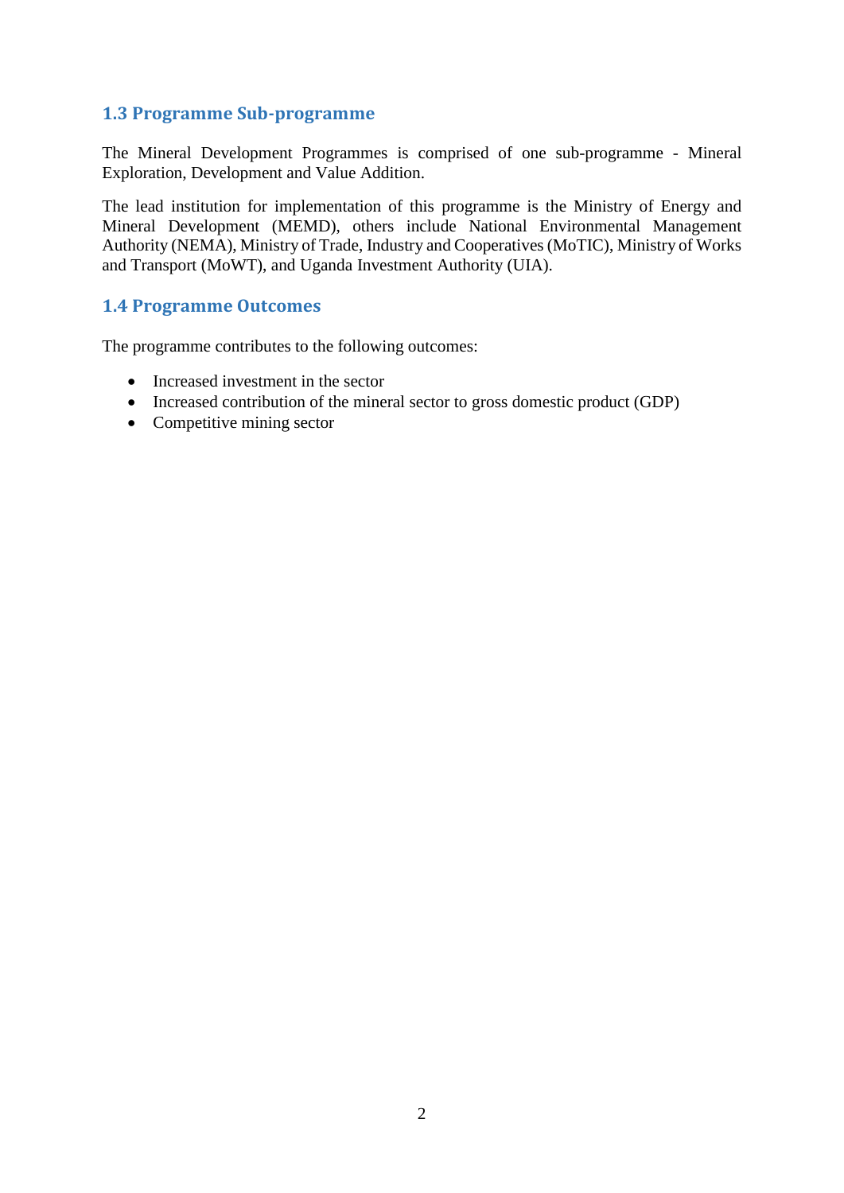## 1.3 Programme Sub-programme

The Mineral Development Programmes is comprised of one sub-programme - Mineral Exploration, Development and Value Addition.

The lead institution for implementation of this programme is the Ministry of Energy and Mineral Development (MEMD), others include National Environmental Management Authority (NEMA), Ministry of Trade, Industry and Cooperatives (MoTIC), Ministry of Works and Transport (MoWT), and Uganda Investment Authority (UIA).

## 1.4 Programme Outcomes

The programme contributes to the following outcomes:

- Increased investment in the sector
- Increased contribution of the mineral sector to gross domestic product (GDP)
- Competitive mining sector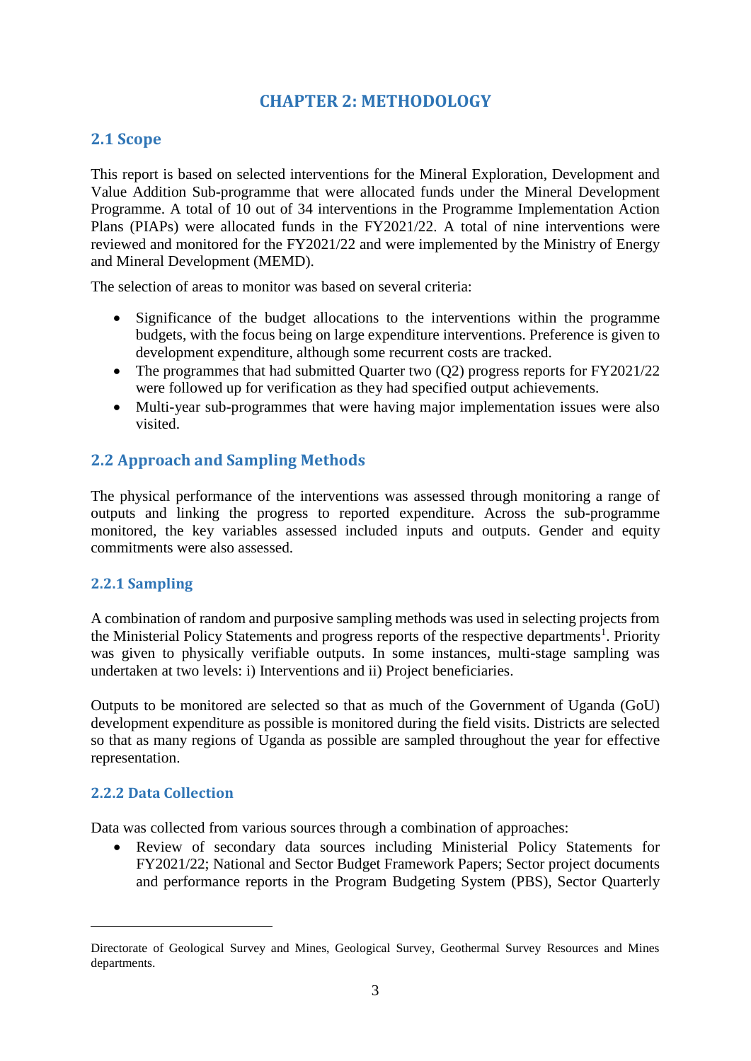# CHAPTER 2: METHODOLOGY

## 2.1 Scope

This report is based on selected interventions for the Mineral Exploration, Development and Value Addition Sub-programme that were allocated funds under the Mineral Development Programme. A total of 10 out of 34 interventions in the Programme Implementation Action Plans (PIAPs) were allocated funds in the FY2021/22. A total of nine interventions were reviewed and monitored for the FY2021/22 and were implemented by the Ministry of Energy and Mineral Development (MEMD).

The selection of areas to monitor was based on several criteria:

- Significance of the budget allocations to the interventions within the programme budgets, with the focus being on large expenditure interventions. Preference is given to development expenditure, although some recurrent costs are tracked.
- The programmes that had submitted Quarter two (Q2) progress reports for FY2021/22 were followed up for verification as they had specified output achievements.
- Multi-year sub-programmes that were having major implementation issues were also visited.

## 2.2 Approach and Sampling Methods

The physical performance of the interventions was assessed through monitoring a range of outputs and linking the progress to reported expenditure. Across the sub-programme monitored, the key variables assessed included inputs and outputs. Gender and equity commitments were also assessed.

### 2.2.1 Sampling

A combination of random and purposive sampling methods was used in selecting projects from the Ministerial Policy Statements and progress reports of the respective departments[1]. Priority was given to physically verifiable outputs. In some instances, multi-stage sampling was undertaken at two levels: i) Interventions and ii) Project beneficiaries.

Outputs to be monitored are selected so that as much of the Government of Uganda (GoU) development expenditure as possible is monitored during the field visits. Districts are selected so that as many regions of Uganda as possible are sampled throughout the year for effective representation.

### 2.2.2 Data Collection

Data was collected from various sources through a combination of approaches:

- Review of secondary data sources including Ministerial Policy Statements for FY2021/22; National and Sector Budget Framework Papers; Sector project documents and performance reports in the Program Budgeting System (PBS), Sector Quarterly

---

[1] Directorate of Geological Survey and Mines, Geological Survey, Geothermal Survey Resources and Mines departments.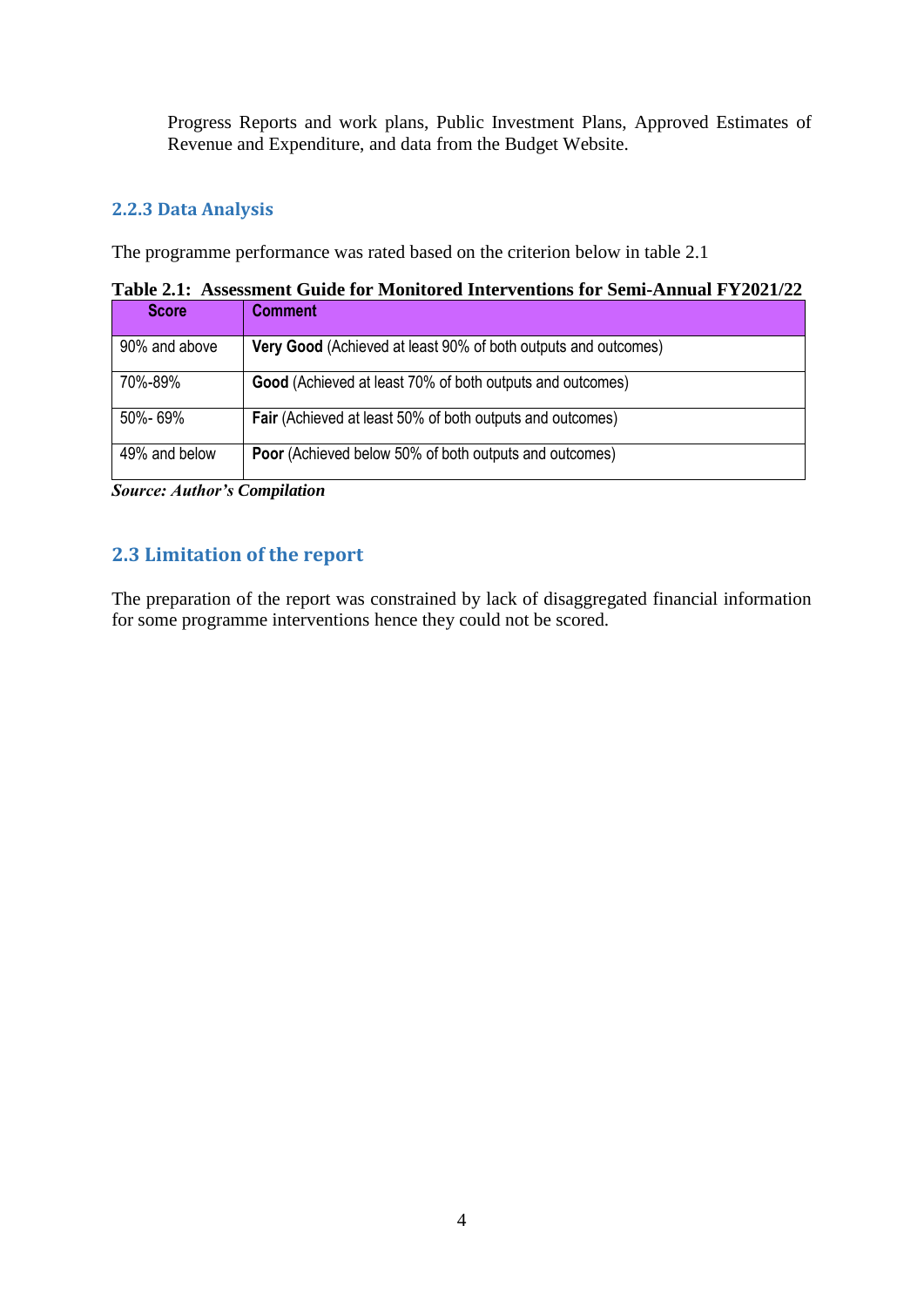Progress Reports and work plans, Public Investment Plans, Approved Estimates of Revenue and Expenditure, and data from the Budget Website.

### 2.2.3 Data Analysis

The programme performance was rated based on the criterion below in table 2.1

**Table 2.1: Assessment Guide for Monitored Interventions for Semi-Annual FY2021/22**

| Score | Comment |
|---|---|
| 90% and above | **Very Good** (Achieved at least 90% of both outputs and outcomes) |
| 70%-89% | **Good** (Achieved at least 70% of both outputs and outcomes) |
| 50%- 69% | **Fair** (Achieved at least 50% of both outputs and outcomes) |
| 49% and below | **Poor** (Achieved below 50% of both outputs and outcomes) |

***Source: Author's Compilation***

## 2.3 Limitation of the report

The preparation of the report was constrained by lack of disaggregated financial information for some programme interventions hence they could not be scored.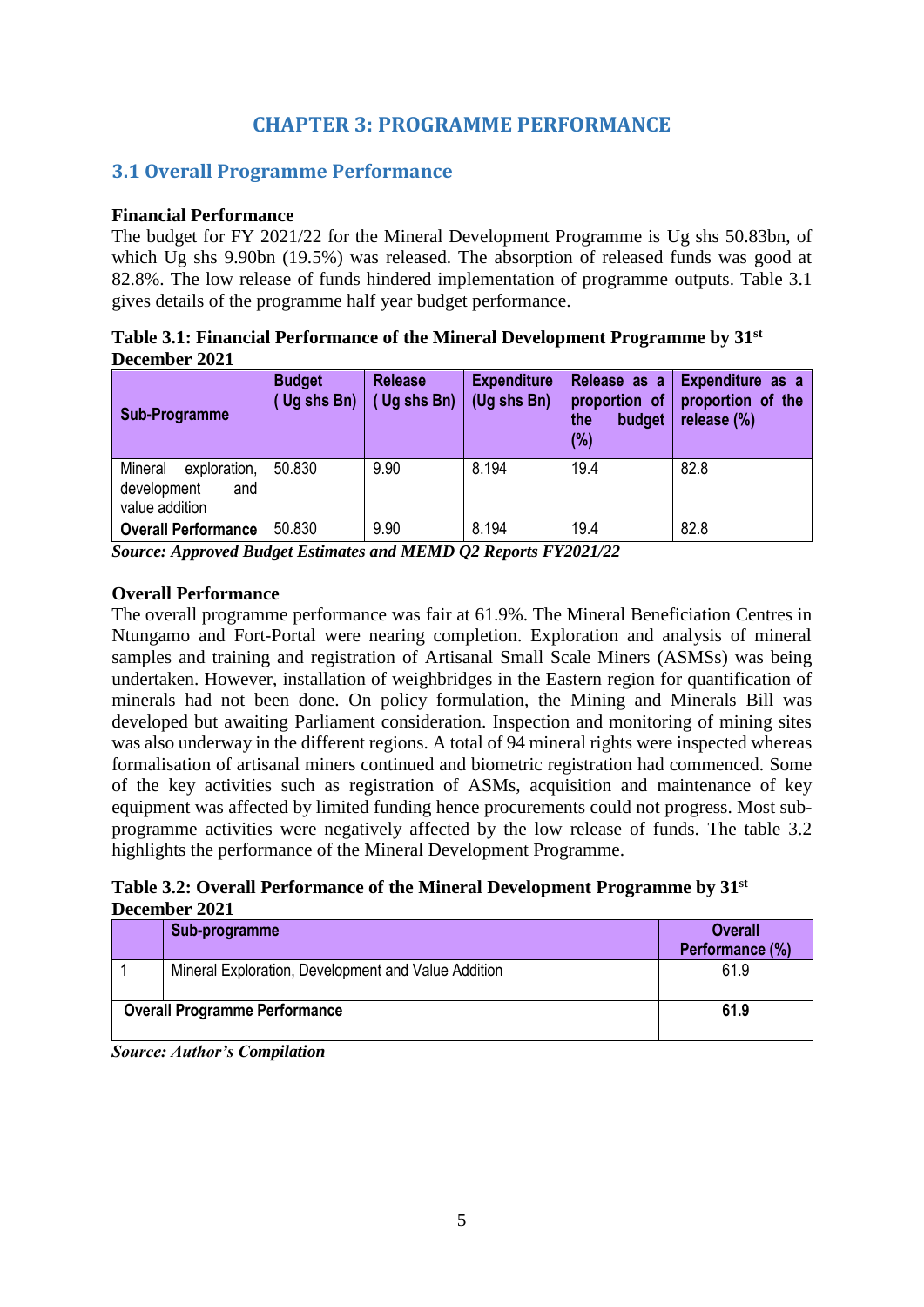# CHAPTER 3: PROGRAMME PERFORMANCE

## 3.1 Overall Programme Performance

**Financial Performance**

The budget for FY 2021/22 for the Mineral Development Programme is Ug shs 50.83bn, of which Ug shs 9.90bn (19.5%) was released. The absorption of released funds was good at 82.8%. The low release of funds hindered implementation of programme outputs. Table 3.1 gives details of the programme half year budget performance.

**Table 3.1: Financial Performance of the Mineral Development Programme by 31st December 2021**

| Sub-Programme | Budget ( Ug shs Bn) | Release ( Ug shs Bn) | Expenditure (Ug shs Bn) | Release as a proportion of the budget (%) | Expenditure as a proportion of the release (%) |
|---|---|---|---|---|---|
| Mineral exploration, development and value addition | 50.830 | 9.90 | 8.194 | 19.4 | 82.8 |
| **Overall Performance** | 50.830 | 9.90 | 8.194 | 19.4 | 82.8 |

***Source: Approved Budget Estimates and MEMD Q2 Reports FY2021/22***

**Overall Performance**

The overall programme performance was fair at 61.9%. The Mineral Beneficiation Centres in Ntungamo and Fort-Portal were nearing completion. Exploration and analysis of mineral samples and training and registration of Artisanal Small Scale Miners (ASMSs) was being undertaken. However, installation of weighbridges in the Eastern region for quantification of minerals had not been done. On policy formulation, the Mining and Minerals Bill was developed but awaiting Parliament consideration. Inspection and monitoring of mining sites was also underway in the different regions. A total of 94 mineral rights were inspected whereas formalisation of artisanal miners continued and biometric registration had commenced. Some of the key activities such as registration of ASMs, acquisition and maintenance of key equipment was affected by limited funding hence procurements could not progress. Most sub-programme activities were negatively affected by the low release of funds. The table 3.2 highlights the performance of the Mineral Development Programme.

**Table 3.2: Overall Performance of the Mineral Development Programme by 31st December 2021**

| | Sub-programme | Overall Performance (%) |
|---|---|---|
| 1 | Mineral Exploration, Development and Value Addition | 61.9 |
| **Overall Programme Performance** | | **61.9** |

***Source: Author's Compilation***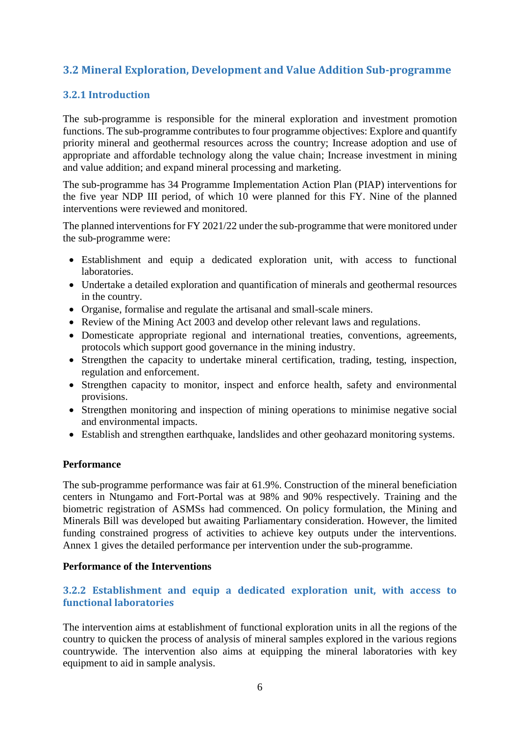## 3.2 Mineral Exploration, Development and Value Addition Sub-programme

### 3.2.1 Introduction

The sub-programme is responsible for the mineral exploration and investment promotion functions. The sub-programme contributes to four programme objectives: Explore and quantify priority mineral and geothermal resources across the country; Increase adoption and use of appropriate and affordable technology along the value chain; Increase investment in mining and value addition; and expand mineral processing and marketing.

The sub-programme has 34 Programme Implementation Action Plan (PIAP) interventions for the five year NDP III period, of which 10 were planned for this FY. Nine of the planned interventions were reviewed and monitored.

The planned interventions for FY 2021/22 under the sub-programme that were monitored under the sub-programme were:

- Establishment and equip a dedicated exploration unit, with access to functional laboratories.
- Undertake a detailed exploration and quantification of minerals and geothermal resources in the country.
- Organise, formalise and regulate the artisanal and small-scale miners.
- Review of the Mining Act 2003 and develop other relevant laws and regulations.
- Domesticate appropriate regional and international treaties, conventions, agreements, protocols which support good governance in the mining industry.
- Strengthen the capacity to undertake mineral certification, trading, testing, inspection, regulation and enforcement.
- Strengthen capacity to monitor, inspect and enforce health, safety and environmental provisions.
- Strengthen monitoring and inspection of mining operations to minimise negative social and environmental impacts.
- Establish and strengthen earthquake, landslides and other geohazard monitoring systems.

**Performance**

The sub-programme performance was fair at 61.9%. Construction of the mineral beneficiation centers in Ntungamo and Fort-Portal was at 98% and 90% respectively. Training and the biometric registration of ASMSs had commenced. On policy formulation, the Mining and Minerals Bill was developed but awaiting Parliamentary consideration. However, the limited funding constrained progress of activities to achieve key outputs under the interventions. Annex 1 gives the detailed performance per intervention under the sub-programme.

**Performance of the Interventions**

### 3.2.2 Establishment and equip a dedicated exploration unit, with access to functional laboratories

The intervention aims at establishment of functional exploration units in all the regions of the country to quicken the process of analysis of mineral samples explored in the various regions countrywide. The intervention also aims at equipping the mineral laboratories with key equipment to aid in sample analysis.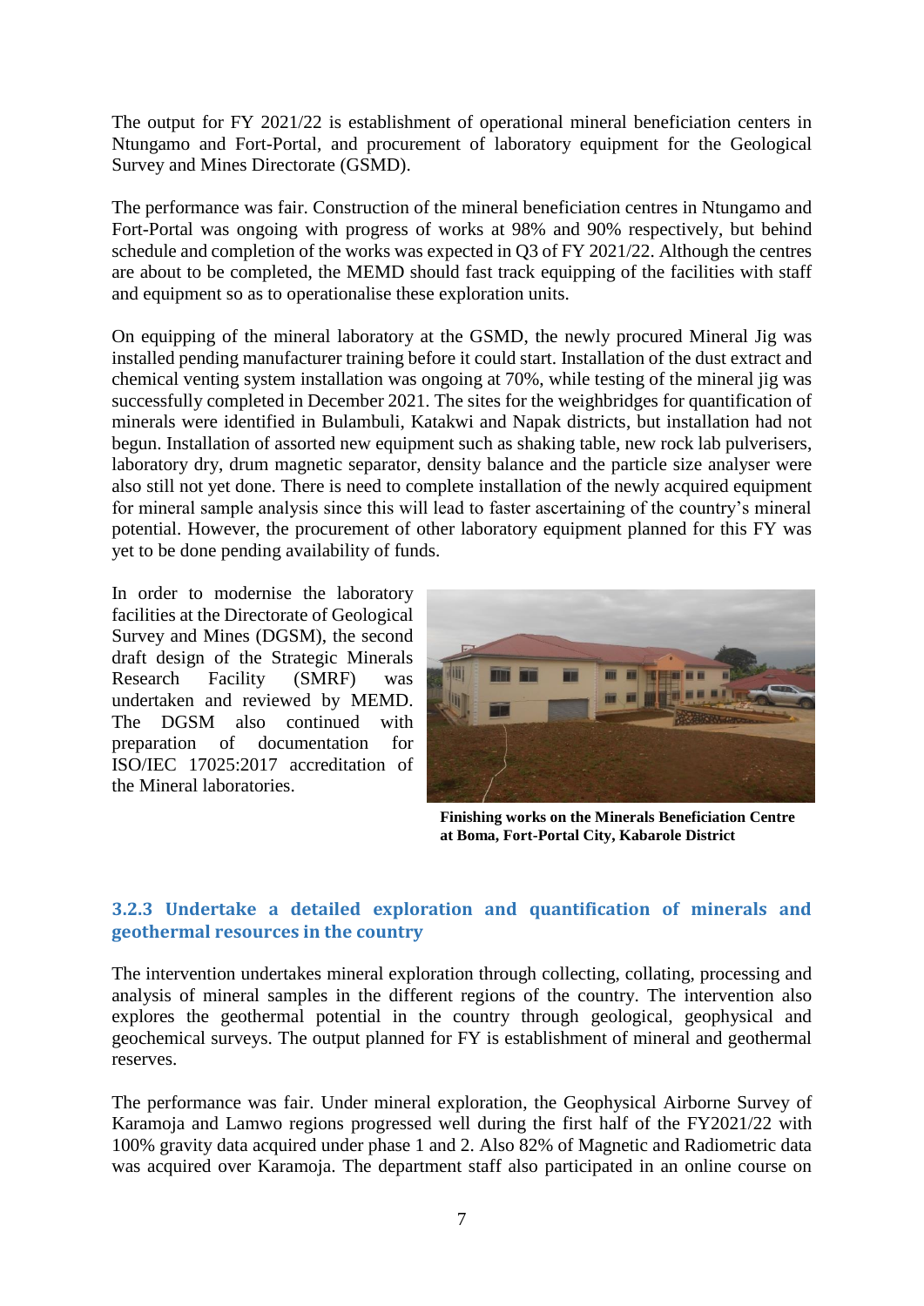The output for FY 2021/22 is establishment of operational mineral beneficiation centers in Ntungamo and Fort-Portal, and procurement of laboratory equipment for the Geological Survey and Mines Directorate (GSMD).

The performance was fair. Construction of the mineral beneficiation centres in Ntungamo and Fort-Portal was ongoing with progress of works at 98% and 90% respectively, but behind schedule and completion of the works was expected in Q3 of FY 2021/22. Although the centres are about to be completed, the MEMD should fast track equipping of the facilities with staff and equipment so as to operationalise these exploration units.

On equipping of the mineral laboratory at the GSMD, the newly procured Mineral Jig was installed pending manufacturer training before it could start. Installation of the dust extract and chemical venting system installation was ongoing at 70%, while testing of the mineral jig was successfully completed in December 2021. The sites for the weighbridges for quantification of minerals were identified in Bulambuli, Katakwi and Napak districts, but installation had not begun. Installation of assorted new equipment such as shaking table, new rock lab pulverisers, laboratory dry, drum magnetic separator, density balance and the particle size analyser were also still not yet done. There is need to complete installation of the newly acquired equipment for mineral sample analysis since this will lead to faster ascertaining of the country's mineral potential. However, the procurement of other laboratory equipment planned for this FY was yet to be done pending availability of funds.

In order to modernise the laboratory facilities at the Directorate of Geological Survey and Mines (DGSM), the second draft design of the Strategic Minerals Research Facility (SMRF) was undertaken and reviewed by MEMD. The DGSM also continued with preparation of documentation for ISO/IEC 17025:2017 accreditation of the Mineral laboratories.

**Finishing works on the Minerals Beneficiation Centre at Boma, Fort-Portal City, Kabarole District**

### 3.2.3 Undertake a detailed exploration and quantification of minerals and geothermal resources in the country

The intervention undertakes mineral exploration through collecting, collating, processing and analysis of mineral samples in the different regions of the country. The intervention also explores the geothermal potential in the country through geological, geophysical and geochemical surveys. The output planned for FY is establishment of mineral and geothermal reserves.

The performance was fair. Under mineral exploration, the Geophysical Airborne Survey of Karamoja and Lamwo regions progressed well during the first half of the FY2021/22 with 100% gravity data acquired under phase 1 and 2. Also 82% of Magnetic and Radiometric data was acquired over Karamoja. The department staff also participated in an online course on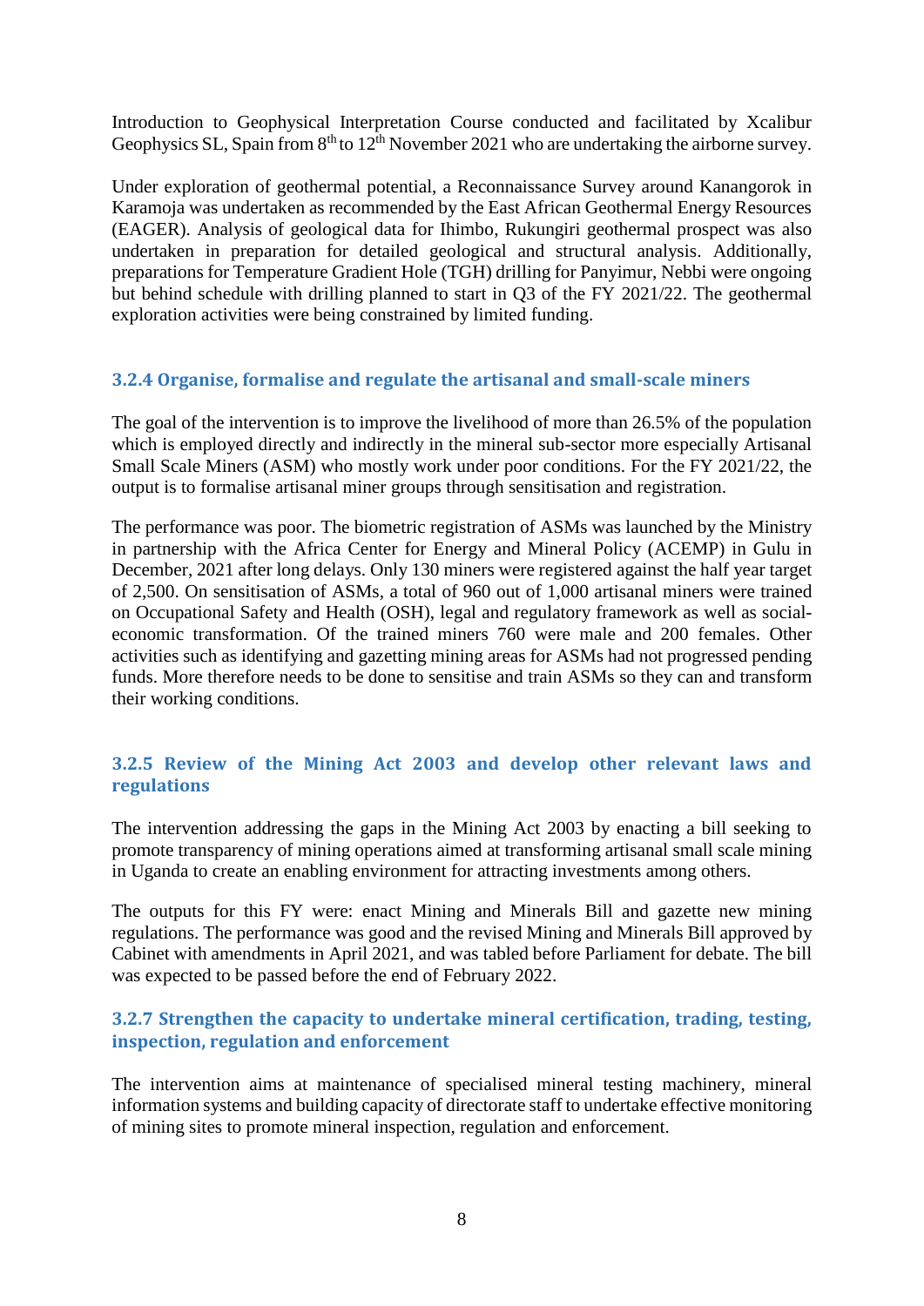Introduction to Geophysical Interpretation Course conducted and facilitated by Xcalibur Geophysics SL, Spain from 8th to 12th November 2021 who are undertaking the airborne survey.

Under exploration of geothermal potential, a Reconnaissance Survey around Kanangorok in Karamoja was undertaken as recommended by the East African Geothermal Energy Resources (EAGER). Analysis of geological data for Ihimbo, Rukungiri geothermal prospect was also undertaken in preparation for detailed geological and structural analysis. Additionally, preparations for Temperature Gradient Hole (TGH) drilling for Panyimur, Nebbi were ongoing but behind schedule with drilling planned to start in Q3 of the FY 2021/22. The geothermal exploration activities were being constrained by limited funding.

### 3.2.4 Organise, formalise and regulate the artisanal and small-scale miners

The goal of the intervention is to improve the livelihood of more than 26.5% of the population which is employed directly and indirectly in the mineral sub-sector more especially Artisanal Small Scale Miners (ASM) who mostly work under poor conditions. For the FY 2021/22, the output is to formalise artisanal miner groups through sensitisation and registration.

The performance was poor. The biometric registration of ASMs was launched by the Ministry in partnership with the Africa Center for Energy and Mineral Policy (ACEMP) in Gulu in December, 2021 after long delays. Only 130 miners were registered against the half year target of 2,500. On sensitisation of ASMs, a total of 960 out of 1,000 artisanal miners were trained on Occupational Safety and Health (OSH), legal and regulatory framework as well as social-economic transformation. Of the trained miners 760 were male and 200 females. Other activities such as identifying and gazetting mining areas for ASMs had not progressed pending funds. More therefore needs to be done to sensitise and train ASMs so they can and transform their working conditions.

### 3.2.5 Review of the Mining Act 2003 and develop other relevant laws and regulations

The intervention addressing the gaps in the Mining Act 2003 by enacting a bill seeking to promote transparency of mining operations aimed at transforming artisanal small scale mining in Uganda to create an enabling environment for attracting investments among others.

The outputs for this FY were: enact Mining and Minerals Bill and gazette new mining regulations. The performance was good and the revised Mining and Minerals Bill approved by Cabinet with amendments in April 2021, and was tabled before Parliament for debate. The bill was expected to be passed before the end of February 2022.

### 3.2.7 Strengthen the capacity to undertake mineral certification, trading, testing, inspection, regulation and enforcement

The intervention aims at maintenance of specialised mineral testing machinery, mineral information systems and building capacity of directorate staff to undertake effective monitoring of mining sites to promote mineral inspection, regulation and enforcement.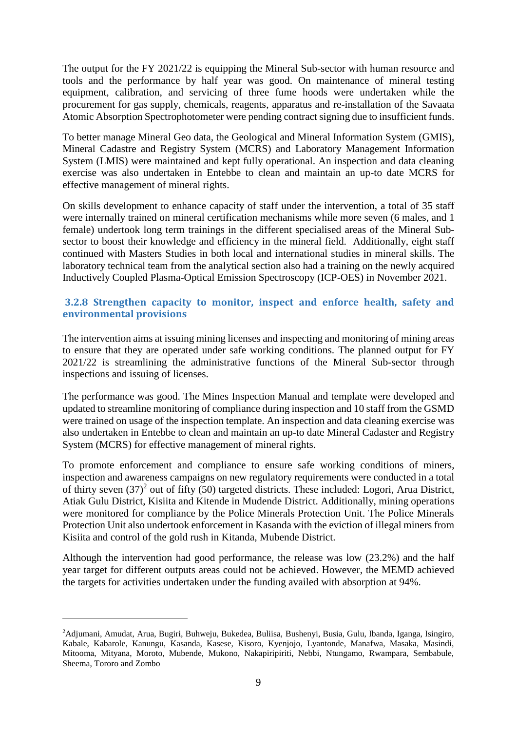The output for the FY 2021/22 is equipping the Mineral Sub-sector with human resource and tools and the performance by half year was good. On maintenance of mineral testing equipment, calibration, and servicing of three fume hoods were undertaken while the procurement for gas supply, chemicals, reagents, apparatus and re-installation of the Savaata Atomic Absorption Spectrophotometer were pending contract signing due to insufficient funds.

To better manage Mineral Geo data, the Geological and Mineral Information System (GMIS), Mineral Cadastre and Registry System (MCRS) and Laboratory Management Information System (LMIS) were maintained and kept fully operational. An inspection and data cleaning exercise was also undertaken in Entebbe to clean and maintain an up-to date MCRS for effective management of mineral rights.

On skills development to enhance capacity of staff under the intervention, a total of 35 staff were internally trained on mineral certification mechanisms while more seven (6 males, and 1 female) undertook long term trainings in the different specialised areas of the Mineral Sub-sector to boost their knowledge and efficiency in the mineral field. Additionally, eight staff continued with Masters Studies in both local and international studies in mineral skills. The laboratory technical team from the analytical section also had a training on the newly acquired Inductively Coupled Plasma-Optical Emission Spectroscopy (ICP-OES) in November 2021.

### 3.2.8 Strengthen capacity to monitor, inspect and enforce health, safety and environmental provisions

The intervention aims at issuing mining licenses and inspecting and monitoring of mining areas to ensure that they are operated under safe working conditions. The planned output for FY 2021/22 is streamlining the administrative functions of the Mineral Sub-sector through inspections and issuing of licenses.

The performance was good. The Mines Inspection Manual and template were developed and updated to streamline monitoring of compliance during inspection and 10 staff from the GSMD were trained on usage of the inspection template. An inspection and data cleaning exercise was also undertaken in Entebbe to clean and maintain an up-to date Mineral Cadaster and Registry System (MCRS) for effective management of mineral rights.

To promote enforcement and compliance to ensure safe working conditions of miners, inspection and awareness campaigns on new regulatory requirements were conducted in a total of thirty seven (37)[2] out of fifty (50) targeted districts. These included: Logori, Arua District, Atiak Gulu District, Kisiita and Kitende in Mudende District. Additionally, mining operations were monitored for compliance by the Police Minerals Protection Unit. The Police Minerals Protection Unit also undertook enforcement in Kasanda with the eviction of illegal miners from Kisiita and control of the gold rush in Kitanda, Mubende District.

Although the intervention had good performance, the release was low (23.2%) and the half year target for different outputs areas could not be achieved. However, the MEMD achieved the targets for activities undertaken under the funding availed with absorption at 94%.

---

[2]Adjumani, Amudat, Arua, Bugiri, Buhweju, Bukedea, Buliisa, Bushenyi, Busia, Gulu, Ibanda, Iganga, Isingiro, Kabale, Kabarole, Kanungu, Kasanda, Kasese, Kisoro, Kyenjojo, Lyantonde, Manafwa, Masaka, Masindi, Mitooma, Mityana, Moroto, Mubende, Mukono, Nakapiripiriti, Nebbi, Ntungamo, Rwampara, Sembabule, Sheema, Tororo and Zombo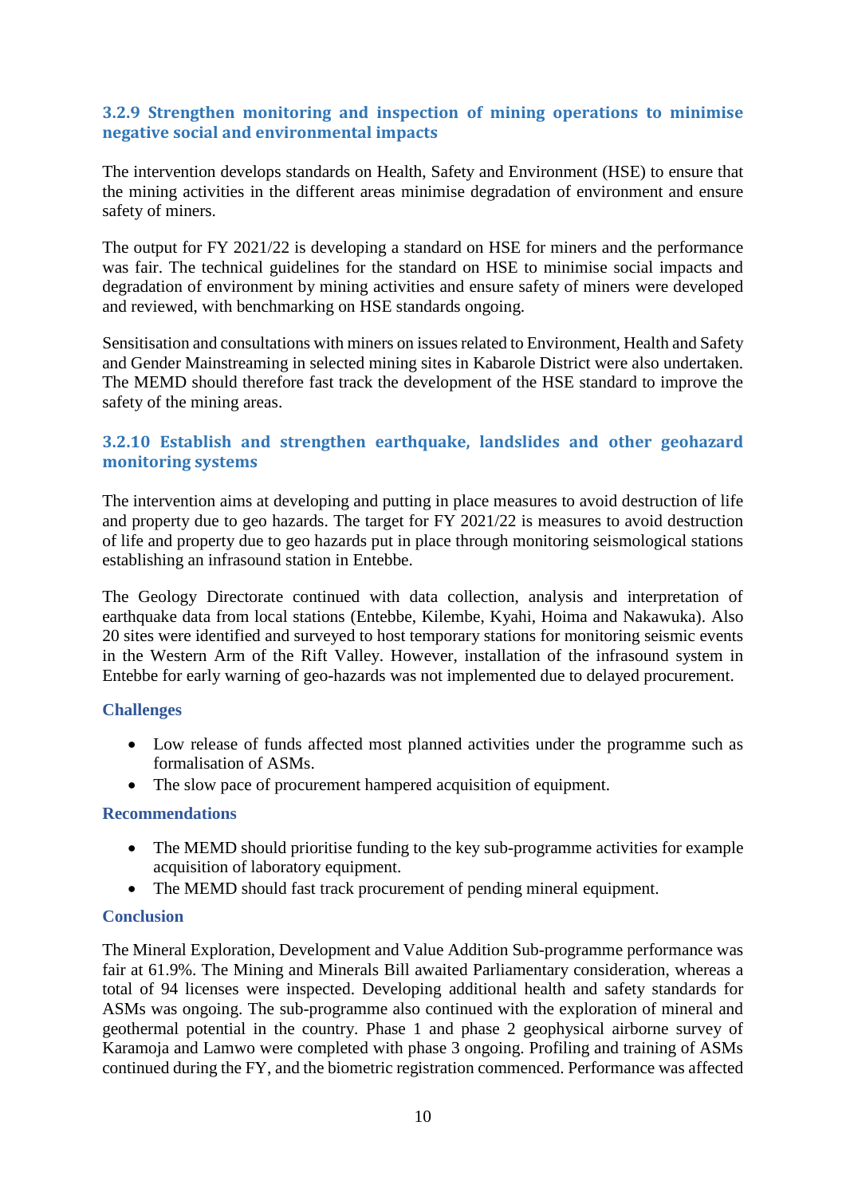### 3.2.9 Strengthen monitoring and inspection of mining operations to minimise negative social and environmental impacts

The intervention develops standards on Health, Safety and Environment (HSE) to ensure that the mining activities in the different areas minimise degradation of environment and ensure safety of miners.

The output for FY 2021/22 is developing a standard on HSE for miners and the performance was fair. The technical guidelines for the standard on HSE to minimise social impacts and degradation of environment by mining activities and ensure safety of miners were developed and reviewed, with benchmarking on HSE standards ongoing.

Sensitisation and consultations with miners on issues related to Environment, Health and Safety and Gender Mainstreaming in selected mining sites in Kabarole District were also undertaken. The MEMD should therefore fast track the development of the HSE standard to improve the safety of the mining areas.

### 3.2.10 Establish and strengthen earthquake, landslides and other geohazard monitoring systems

The intervention aims at developing and putting in place measures to avoid destruction of life and property due to geo hazards. The target for FY 2021/22 is measures to avoid destruction of life and property due to geo hazards put in place through monitoring seismological stations establishing an infrasound station in Entebbe.

The Geology Directorate continued with data collection, analysis and interpretation of earthquake data from local stations (Entebbe, Kilembe, Kyahi, Hoima and Nakawuka). Also 20 sites were identified and surveyed to host temporary stations for monitoring seismic events in the Western Arm of the Rift Valley. However, installation of the infrasound system in Entebbe for early warning of geo-hazards was not implemented due to delayed procurement.

#### Challenges

- Low release of funds affected most planned activities under the programme such as formalisation of ASMs.
- The slow pace of procurement hampered acquisition of equipment.

#### Recommendations

- The MEMD should prioritise funding to the key sub-programme activities for example acquisition of laboratory equipment.
- The MEMD should fast track procurement of pending mineral equipment.

#### Conclusion

The Mineral Exploration, Development and Value Addition Sub-programme performance was fair at 61.9%. The Mining and Minerals Bill awaited Parliamentary consideration, whereas a total of 94 licenses were inspected. Developing additional health and safety standards for ASMs was ongoing. The sub-programme also continued with the exploration of mineral and geothermal potential in the country. Phase 1 and phase 2 geophysical airborne survey of Karamoja and Lamwo were completed with phase 3 ongoing. Profiling and training of ASMs continued during the FY, and the biometric registration commenced. Performance was affected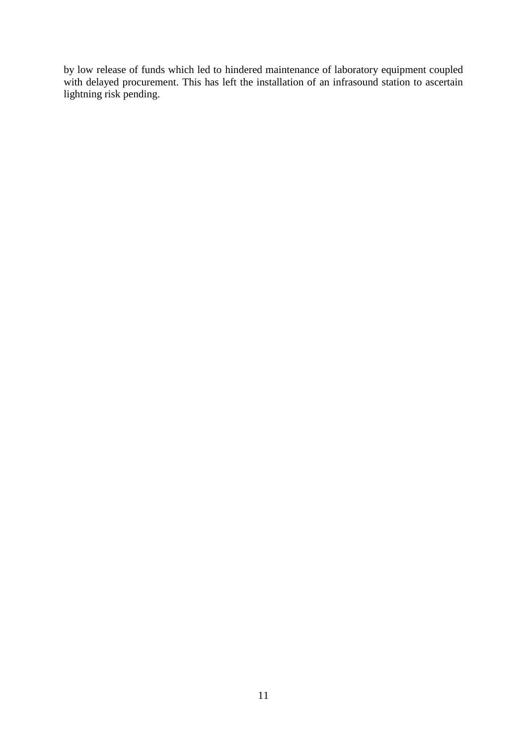by low release of funds which led to hindered maintenance of laboratory equipment coupled with delayed procurement. This has left the installation of an infrasound station to ascertain lightning risk pending.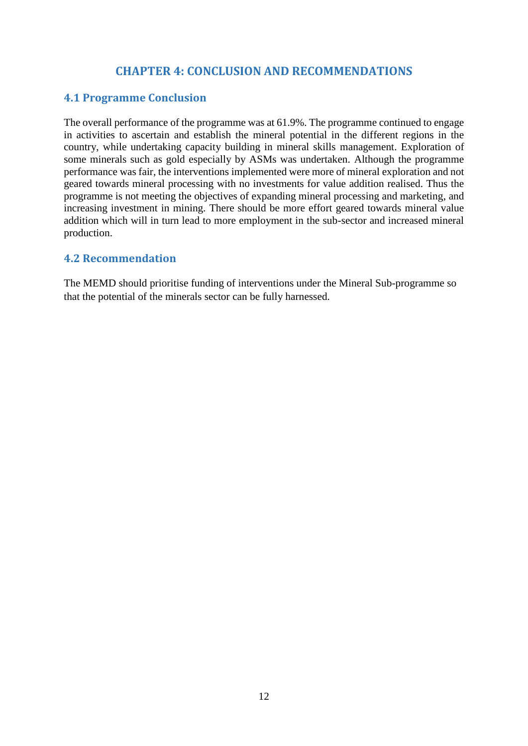# CHAPTER 4: CONCLUSION AND RECOMMENDATIONS

## 4.1 Programme Conclusion

The overall performance of the programme was at 61.9%. The programme continued to engage in activities to ascertain and establish the mineral potential in the different regions in the country, while undertaking capacity building in mineral skills management. Exploration of some minerals such as gold especially by ASMs was undertaken. Although the programme performance was fair, the interventions implemented were more of mineral exploration and not geared towards mineral processing with no investments for value addition realised. Thus the programme is not meeting the objectives of expanding mineral processing and marketing, and increasing investment in mining. There should be more effort geared towards mineral value addition which will in turn lead to more employment in the sub-sector and increased mineral production.

## 4.2 Recommendation

The MEMD should prioritise funding of interventions under the Mineral Sub-programme so that the potential of the minerals sector can be fully harnessed.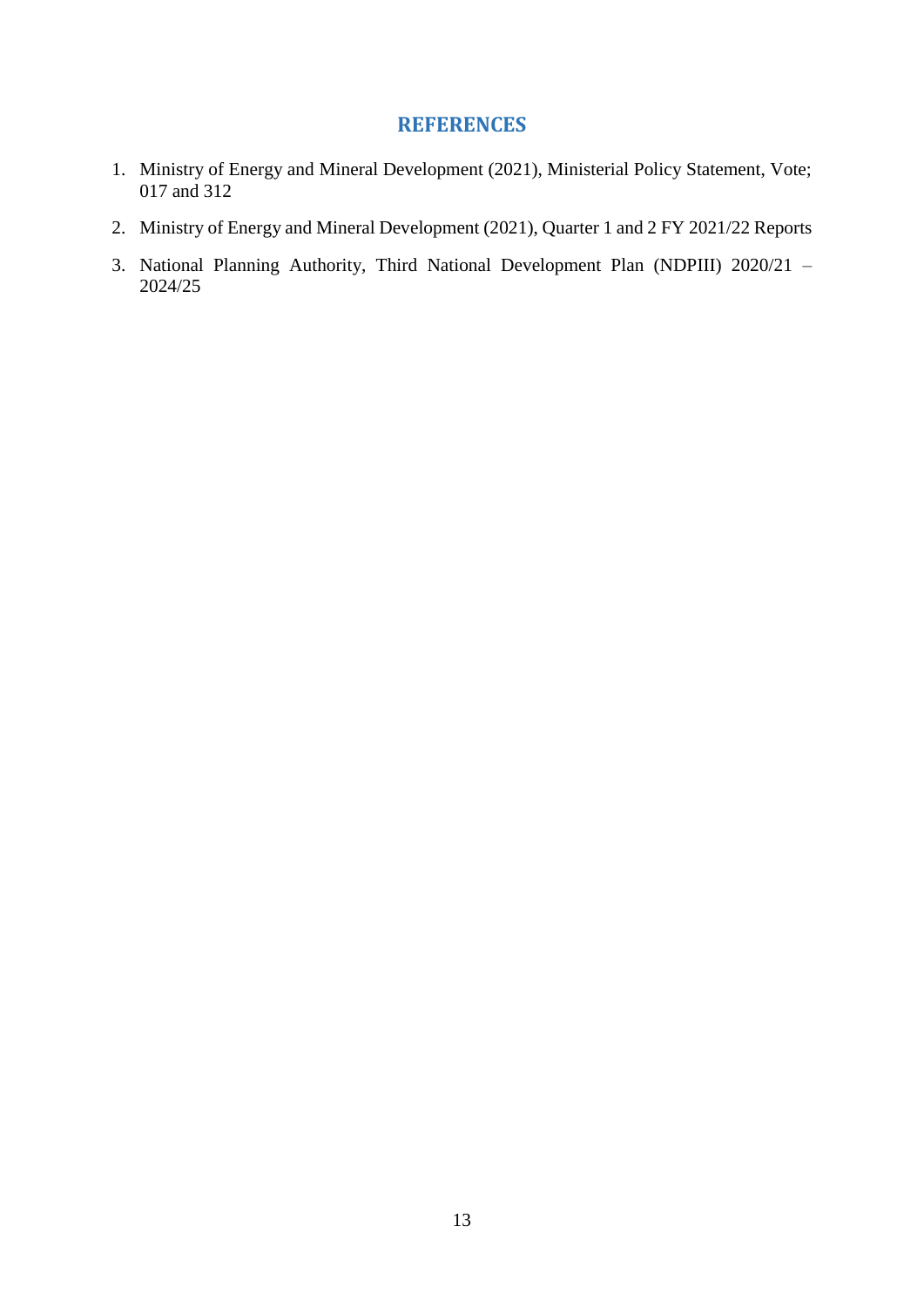# REFERENCES

1. Ministry of Energy and Mineral Development (2021), Ministerial Policy Statement, Vote; 017 and 312
2. Ministry of Energy and Mineral Development (2021), Quarter 1 and 2 FY 2021/22 Reports
3. National Planning Authority, Third National Development Plan (NDPIII) 2020/21 – 2024/25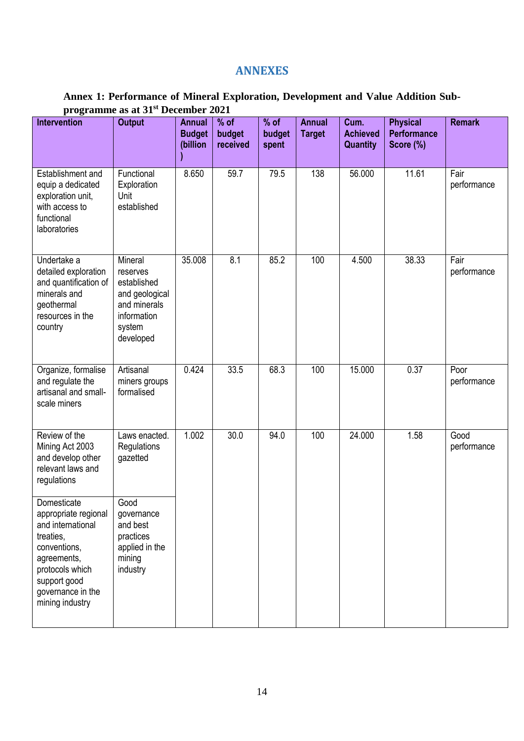# ANNEXES

**Annex 1: Performance of Mineral Exploration, Development and Value Addition Sub-programme as at 31st December 2021**

| Intervention | Output | Annual Budget (billion ) | % of budget received | % of budget spent | Annual Target | Cum. Achieved Quantity | Physical Performance Score (%) | Remark |
|---|---|---|---|---|---|---|---|---|
| Establishment and equip a dedicated exploration unit, with access to functional laboratories | Functional Exploration Unit established | 8.650 | 59.7 | 79.5 | 138 | 56.000 | 11.61 | Fair performance |
| Undertake a detailed exploration and quantification of minerals and geothermal resources in the country | Mineral reserves established and geological and minerals information system developed | 35.008 | 8.1 | 85.2 | 100 | 4.500 | 38.33 | Fair performance |
| Organize, formalise and regulate the artisanal and small-scale miners | Artisanal miners groups formalised | 0.424 | 33.5 | 68.3 | 100 | 15.000 | 0.37 | Poor performance |
| Review of the Mining Act 2003 and develop other relevant laws and regulations | Laws enacted. Regulations gazetted | 1.002 | 30.0 | 94.0 | 100 | 24.000 | 1.58 | Good performance |
| Domesticate appropriate regional and international treaties, conventions, agreements, protocols which support good governance in the mining industry | Good governance and best practices applied in the mining industry | | | | | | | |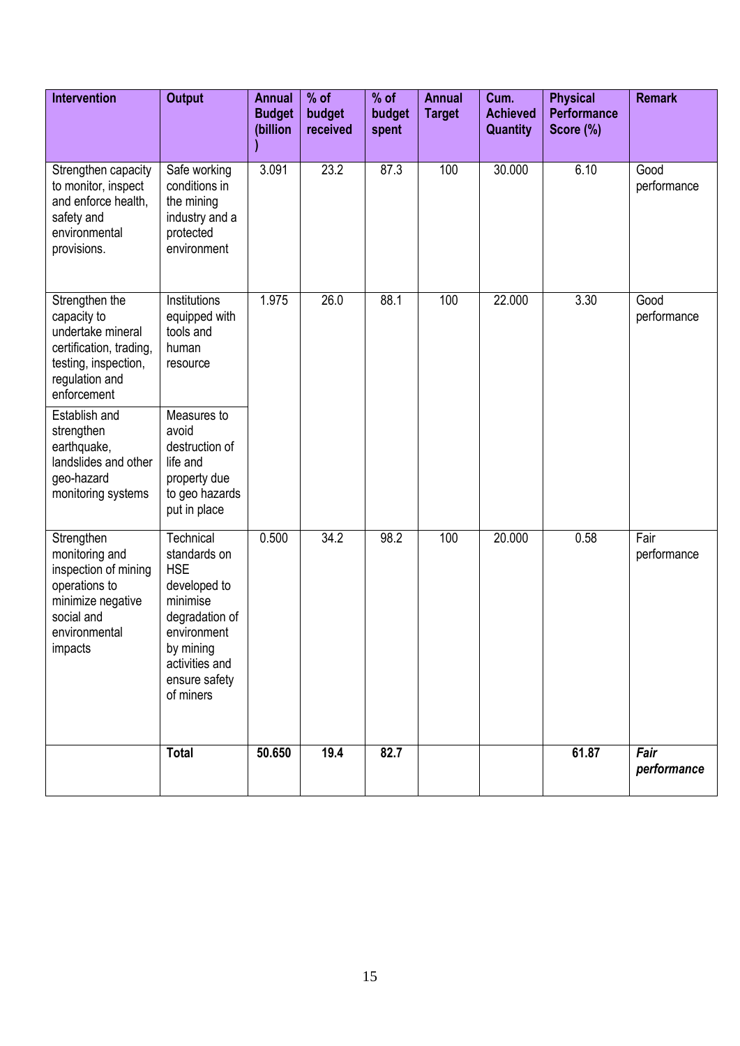| Intervention | Output | Annual Budget (billion ) | % of budget received | % of budget spent | Annual Target | Cum. Achieved Quantity | Physical Performance Score (%) | Remark |
|---|---|---|---|---|---|---|---|---|
| Strengthen capacity to monitor, inspect and enforce health, safety and environmental provisions. | Safe working conditions in the mining industry and a protected environment | 3.091 | 23.2 | 87.3 | 100 | 30.000 | 6.10 | Good performance |
| Strengthen the capacity to undertake mineral certification, trading, testing, inspection, regulation and enforcement | Institutions equipped with tools and human resource | 1.975 | 26.0 | 88.1 | 100 | 22.000 | 3.30 | Good performance |
| Establish and strengthen earthquake, landslides and other geo-hazard monitoring systems | Measures to avoid destruction of life and property due to geo hazards put in place | | | | | | | |
| Strengthen monitoring and inspection of mining operations to minimize negative social and environmental impacts | Technical standards on HSE developed to minimise degradation of environment by mining activities and ensure safety of miners | 0.500 | 34.2 | 98.2 | 100 | 20.000 | 0.58 | Fair performance |
| | **Total** | **50.650** | **19.4** | **82.7** | | | **61.87** | ***Fair performance*** |